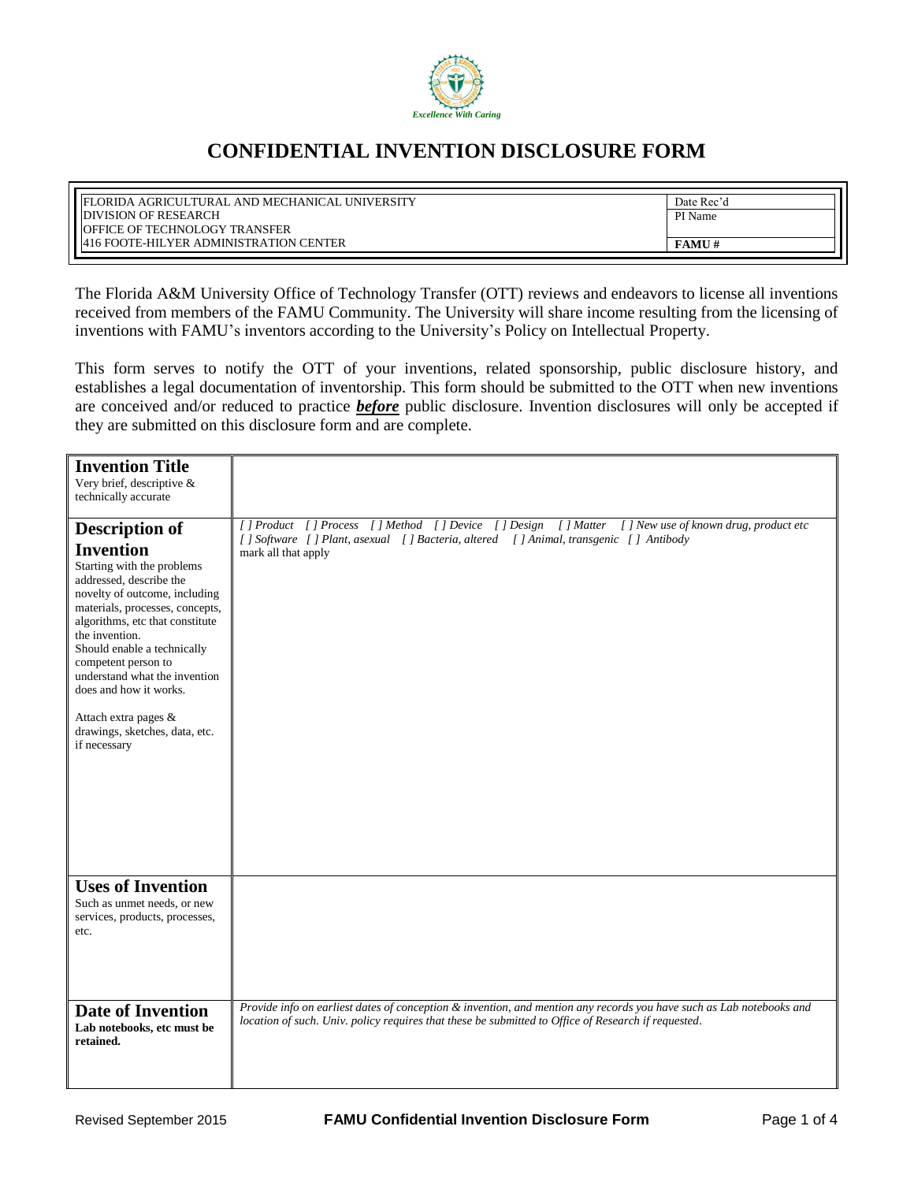Excellence With Caring

# CONFIDENTIAL INVENTION DISCLOSURE FORM

| | |
|---|---|
| FLORIDA AGRICULTURAL AND MECHANICAL UNIVERSITY<br>DIVISION OF RESEARCH<br>OFFICE OF TECHNOLOGY TRANSFER<br>416 FOOTE-HILYER ADMINISTRATION CENTER | Date Rec'd<br>PI Name<br>**FAMU #** |

The Florida A&M University Office of Technology Transfer (OTT) reviews and endeavors to license all inventions received from members of the FAMU Community. The University will share income resulting from the licensing of inventions with FAMU's inventors according to the University's Policy on Intellectual Property.

This form serves to notify the OTT of your inventions, related sponsorship, public disclosure history, and establishes a legal documentation of inventorship. This form should be submitted to the OTT when new inventions are conceived and/or reduced to practice ***before*** public disclosure. Invention disclosures will only be accepted if they are submitted on this disclosure form and are complete.

| | |
|---|---|
| **Invention Title**<br>Very brief, descriptive & technically accurate | |
| **Description of Invention**<br>Starting with the problems addressed, describe the novelty of outcome, including materials, processes, concepts, algorithms, etc that constitute the invention.<br>Should enable a technically competent person to understand what the invention does and how it works.<br><br>Attach extra pages & drawings, sketches, data, etc. if necessary | *[ ] Product [ ] Process [ ] Method [ ] Device [ ] Design [ ] Matter [ ] New use of known drug, product etc*<br>*[ ] Software [ ] Plant, asexual [ ] Bacteria, altered [ ] Animal, transgenic [ ] Antibody*<br>mark all that apply |
| **Uses of Invention**<br>Such as unmet needs, or new services, products, processes, etc. | |
| **Date of Invention**<br>**Lab notebooks, etc must be retained.** | *Provide info on earliest dates of conception & invention, and mention any records you have such as Lab notebooks and location of such. Univ. policy requires that these be submitted to Office of Research if requested.* |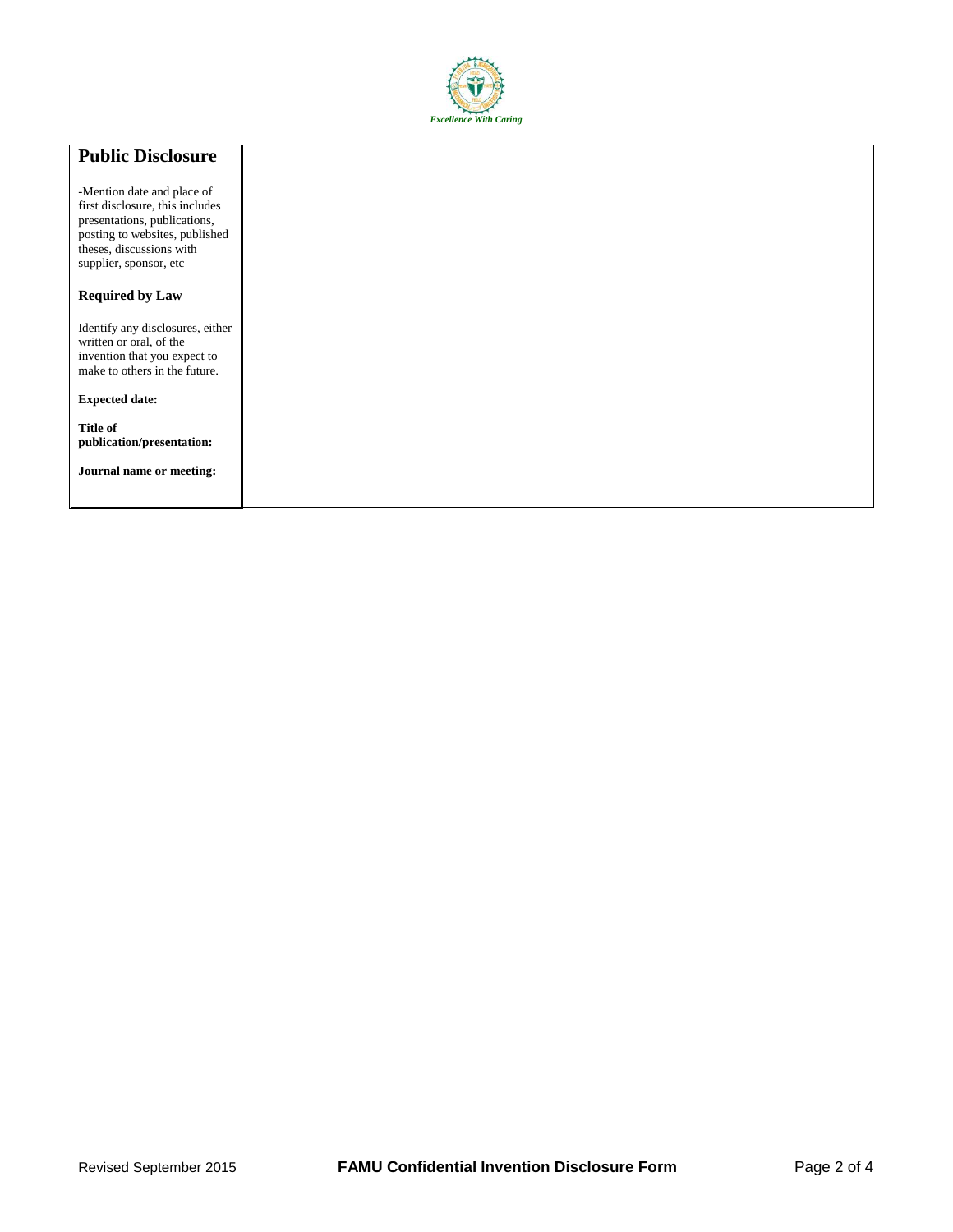*Excellence With Caring*

| **Public Disclosure**<br><br>-Mention date and place of first disclosure, this includes presentations, publications, posting to websites, published theses, discussions with supplier, sponsor, etc<br><br>**Required by Law**<br><br>Identify any disclosures, either written or oral, of the invention that you expect to make to others in the future.<br><br>**Expected date:**<br><br>**Title of publication/presentation:**<br><br>**Journal name or meeting:** | |
|---|---|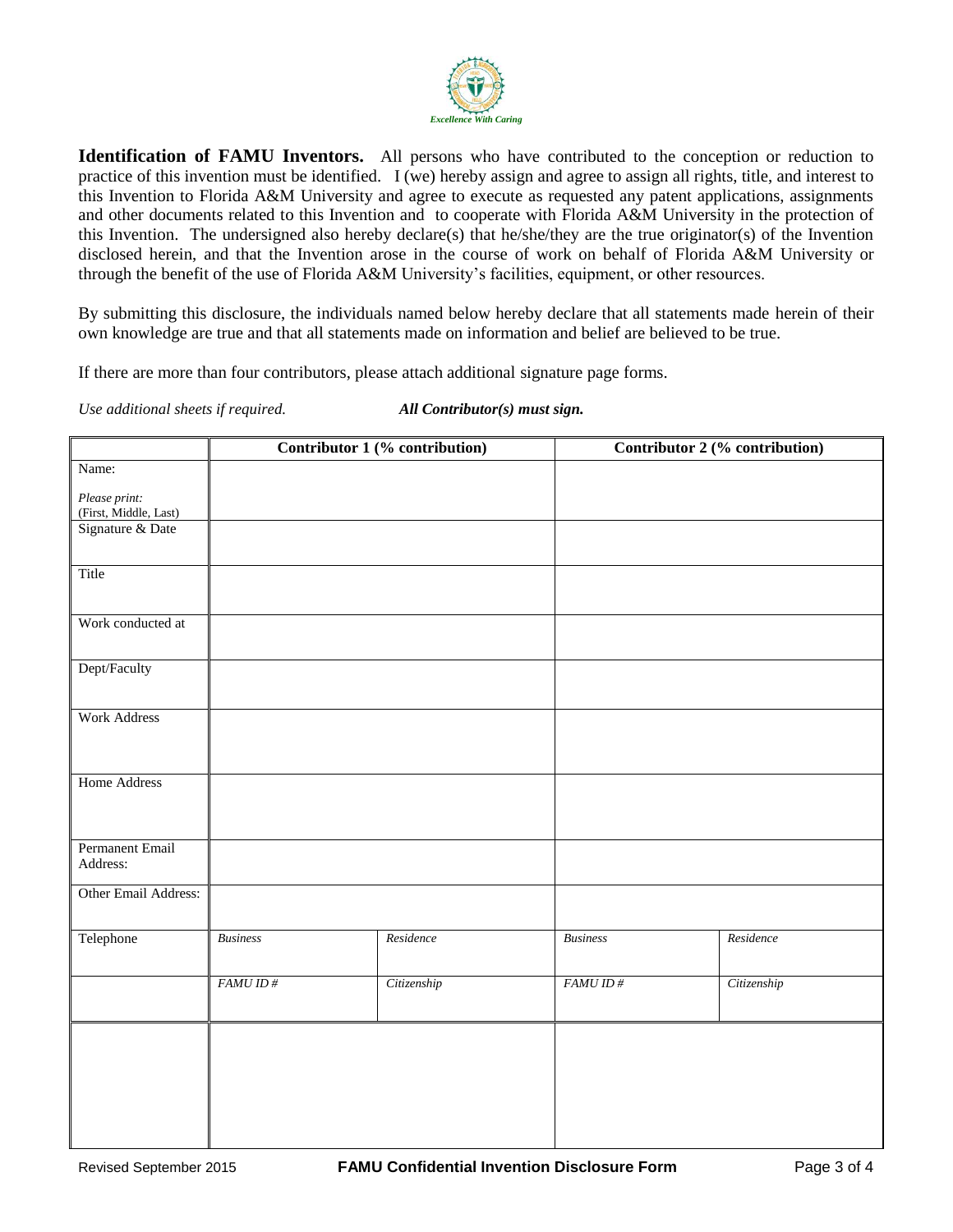Excellence With Caring

**Identification of FAMU Inventors.** All persons who have contributed to the conception or reduction to practice of this invention must be identified. I (we) hereby assign and agree to assign all rights, title, and interest to this Invention to Florida A&M University and agree to execute as requested any patent applications, assignments and other documents related to this Invention and to cooperate with Florida A&M University in the protection of this Invention. The undersigned also hereby declare(s) that he/she/they are the true originator(s) of the Invention disclosed herein, and that the Invention arose in the course of work on behalf of Florida A&M University or through the benefit of the use of Florida A&M University's facilities, equipment, or other resources.

By submitting this disclosure, the individuals named below hereby declare that all statements made herein of their own knowledge are true and that all statements made on information and belief are believed to be true.

If there are more than four contributors, please attach additional signature page forms.

*Use additional sheets if required.* ***All Contributor(s) must sign.***

| | **Contributor 1 (% contribution)** | | **Contributor 2 (% contribution)** | |
|---|---|---|---|---|
| Name: *Please print:* (First, Middle, Last) | | | | |
| Signature & Date | | | | |
| Title | | | | |
| Work conducted at | | | | |
| Dept/Faculty | | | | |
| Work Address | | | | |
| Home Address | | | | |
| Permanent Email Address: | | | | |
| Other Email Address: | | | | |
| Telephone | *Business* | *Residence* | *Business* | *Residence* |
| | *FAMU ID #* | *Citizenship* | *FAMU ID #* | *Citizenship* |
| | | | | |

Revised September 2015 **FAMU Confidential Invention Disclosure Form**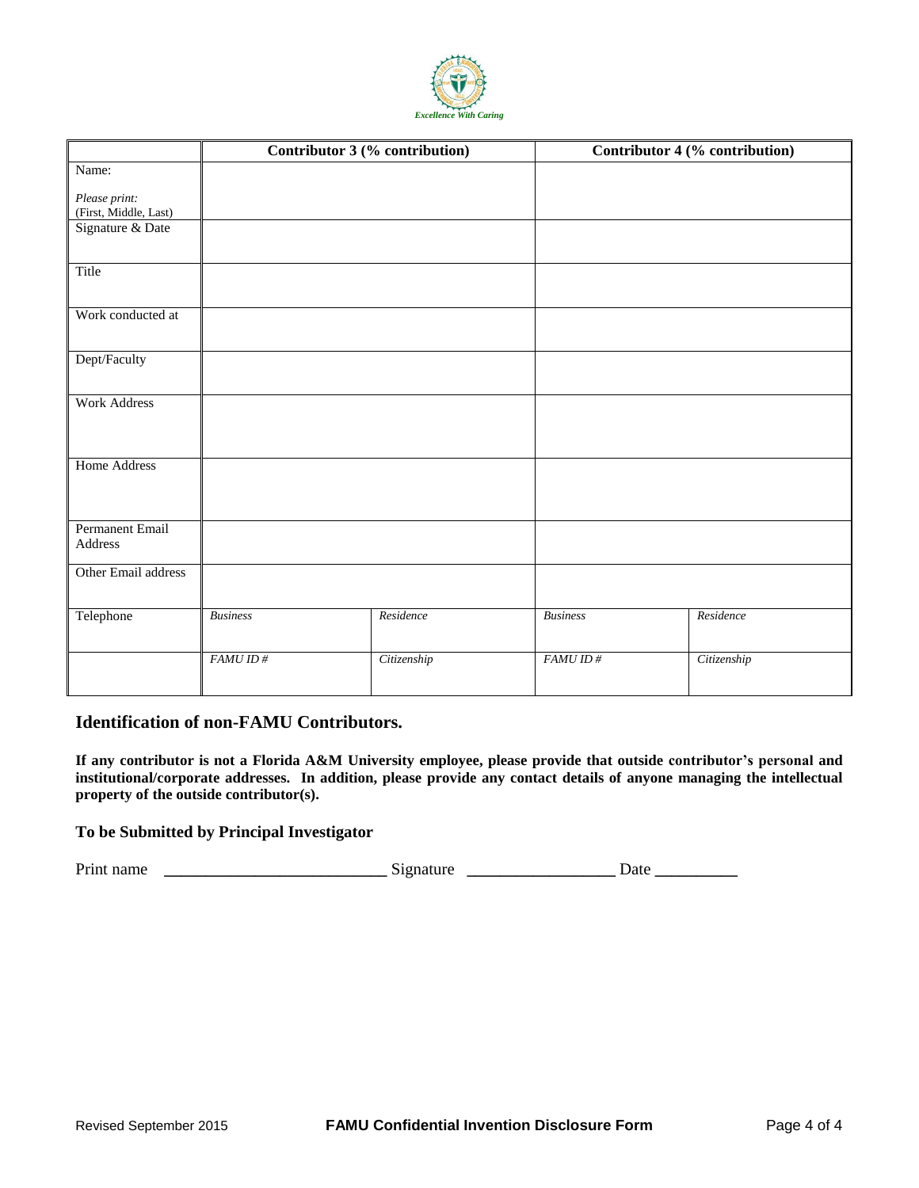*Excellence With Caring*

| | Contributor 3 (% contribution) | | Contributor 4 (% contribution) | |
|---|---|---|---|---|
| Name:<br><br>*Please print:*<br>(First, Middle, Last) | | | | |
| Signature & Date | | | | |
| Title | | | | |
| Work conducted at | | | | |
| Dept/Faculty | | | | |
| Work Address | | | | |
| Home Address | | | | |
| Permanent Email Address | | | | |
| Other Email address | | | | |
| Telephone | *Business* | *Residence* | *Business* | *Residence* |
| | *FAMU ID #* | *Citizenship* | *FAMU ID #* | *Citizenship* |

## Identification of non-FAMU Contributors.

**If any contributor is not a Florida A&M University employee, please provide that outside contributor's personal and institutional/corporate addresses. In addition, please provide any contact details of anyone managing the intellectual property of the outside contributor(s).**

### To be Submitted by Principal Investigator

Print name ___________________________ Signature _________________ Date __________